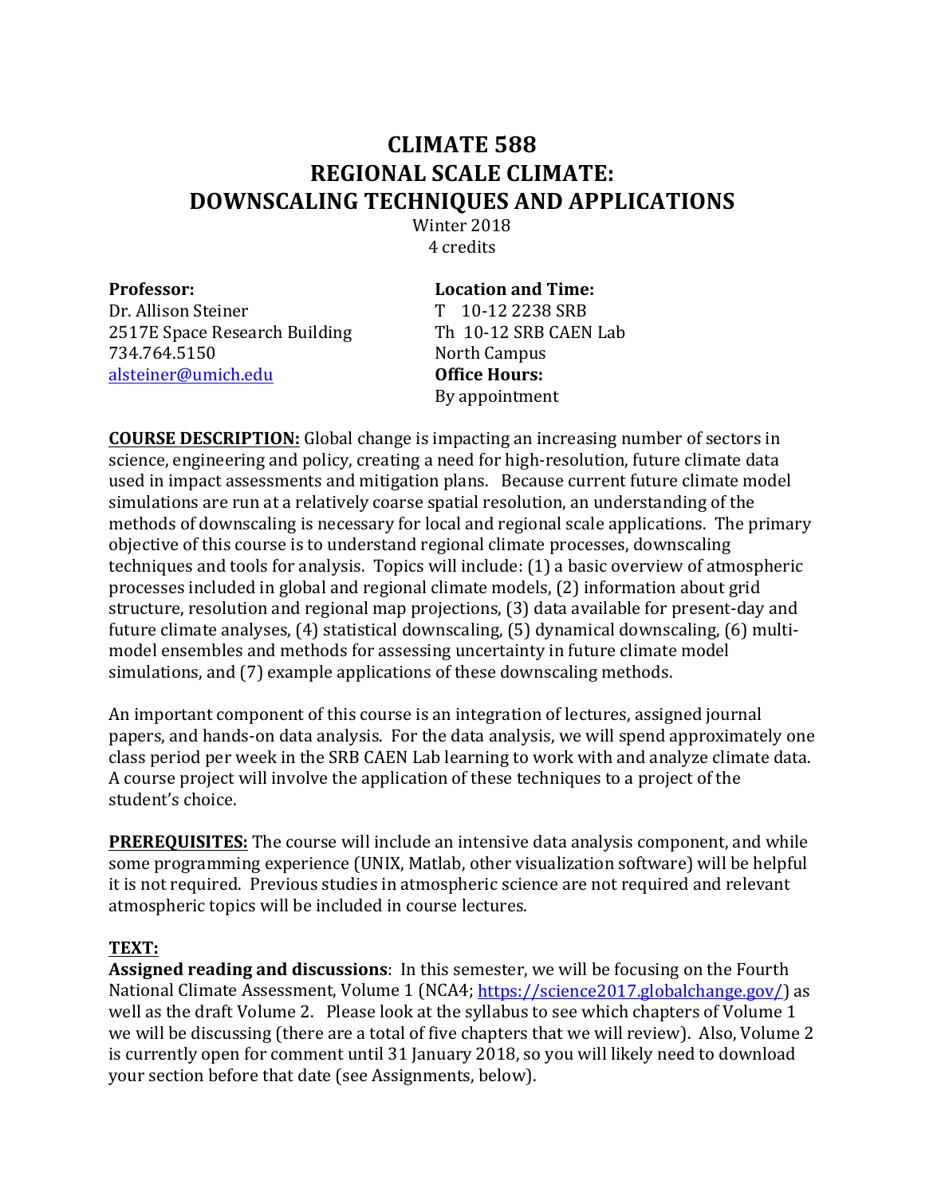# CLIMATE 588
# REGIONAL SCALE CLIMATE: DOWNSCALING TECHNIQUES AND APPLICATIONS

Winter 2018
4 credits

**Professor:**
Dr. Allison Steiner
2517E Space Research Building
734.764.5150
alsteiner@umich.edu

**Location and Time:**
T 10-12 2238 SRB
Th 10-12 SRB CAEN Lab
North Campus

**Office Hours:**
By appointment

**COURSE DESCRIPTION:** Global change is impacting an increasing number of sectors in science, engineering and policy, creating a need for high-resolution, future climate data used in impact assessments and mitigation plans. Because current future climate model simulations are run at a relatively coarse spatial resolution, an understanding of the methods of downscaling is necessary for local and regional scale applications. The primary objective of this course is to understand regional climate processes, downscaling techniques and tools for analysis. Topics will include: (1) a basic overview of atmospheric processes included in global and regional climate models, (2) information about grid structure, resolution and regional map projections, (3) data available for present-day and future climate analyses, (4) statistical downscaling, (5) dynamical downscaling, (6) multi-model ensembles and methods for assessing uncertainty in future climate model simulations, and (7) example applications of these downscaling methods.

An important component of this course is an integration of lectures, assigned journal papers, and hands-on data analysis. For the data analysis, we will spend approximately one class period per week in the SRB CAEN Lab learning to work with and analyze climate data. A course project will involve the application of these techniques to a project of the student's choice.

**PREREQUISITES:** The course will include an intensive data analysis component, and while some programming experience (UNIX, Matlab, other visualization software) will be helpful it is not required. Previous studies in atmospheric science are not required and relevant atmospheric topics will be included in course lectures.

**TEXT:**

**Assigned reading and discussions**: In this semester, we will be focusing on the Fourth National Climate Assessment, Volume 1 (NCA4; https://science2017.globalchange.gov/) as well as the draft Volume 2. Please look at the syllabus to see which chapters of Volume 1 we will be discussing (there are a total of five chapters that we will review). Also, Volume 2 is currently open for comment until 31 January 2018, so you will likely need to download your section before that date (see Assignments, below).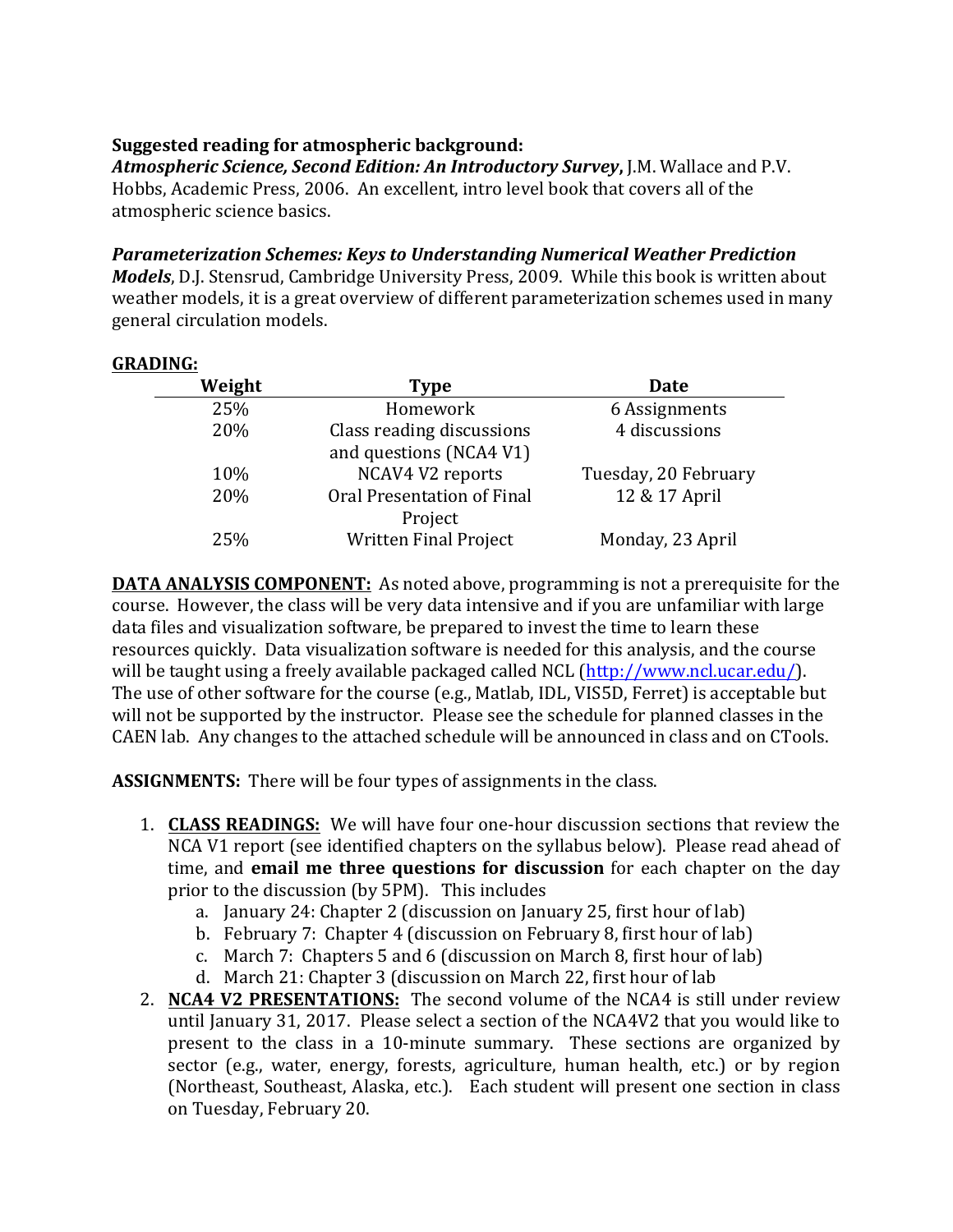**Suggested reading for atmospheric background:**

***Atmospheric Science, Second Edition: An Introductory Survey***, J.M. Wallace and P.V. Hobbs, Academic Press, 2006. An excellent, intro level book that covers all of the atmospheric science basics.

***Parameterization Schemes: Keys to Understanding Numerical Weather Prediction Models***, D.J. Stensrud, Cambridge University Press, 2009. While this book is written about weather models, it is a great overview of different parameterization schemes used in many general circulation models.

**GRADING:**

| Weight | Type | Date |
|---|---|---|
| 25% | Homework | 6 Assignments |
| 20% | Class reading discussions and questions (NCA4 V1) | 4 discussions |
| 10% | NCAV4 V2 reports | Tuesday, 20 February |
| 20% | Oral Presentation of Final Project | 12 & 17 April |
| 25% | Written Final Project | Monday, 23 April |

**DATA ANALYSIS COMPONENT:** As noted above, programming is not a prerequisite for the course. However, the class will be very data intensive and if you are unfamiliar with large data files and visualization software, be prepared to invest the time to learn these resources quickly. Data visualization software is needed for this analysis, and the course will be taught using a freely available packaged called NCL (http://www.ncl.ucar.edu/). The use of other software for the course (e.g., Matlab, IDL, VIS5D, Ferret) is acceptable but will not be supported by the instructor. Please see the schedule for planned classes in the CAEN lab. Any changes to the attached schedule will be announced in class and on CTools.

**ASSIGNMENTS:** There will be four types of assignments in the class.

1. **CLASS READINGS:** We will have four one-hour discussion sections that review the NCA V1 report (see identified chapters on the syllabus below). Please read ahead of time, and **email me three questions for discussion** for each chapter on the day prior to the discussion (by 5PM). This includes
   a. January 24: Chapter 2 (discussion on January 25, first hour of lab)
   b. February 7: Chapter 4 (discussion on February 8, first hour of lab)
   c. March 7: Chapters 5 and 6 (discussion on March 8, first hour of lab)
   d. March 21: Chapter 3 (discussion on March 22, first hour of lab
2. **NCA4 V2 PRESENTATIONS:** The second volume of the NCA4 is still under review until January 31, 2017. Please select a section of the NCA4V2 that you would like to present to the class in a 10-minute summary. These sections are organized by sector (e.g., water, energy, forests, agriculture, human health, etc.) or by region (Northeast, Southeast, Alaska, etc.). Each student will present one section in class on Tuesday, February 20.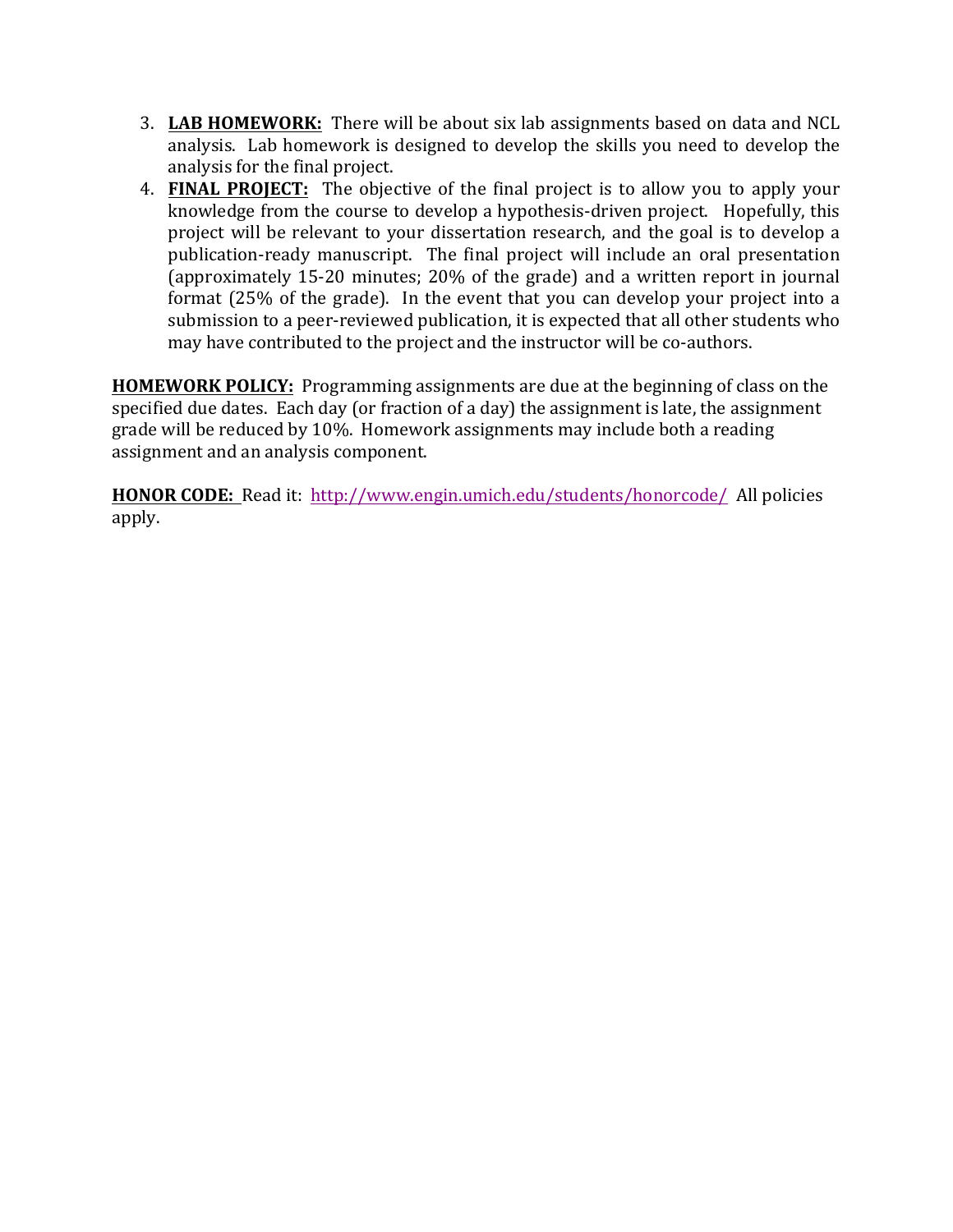3. **LAB HOMEWORK:** There will be about six lab assignments based on data and NCL analysis. Lab homework is designed to develop the skills you need to develop the analysis for the final project.
4. **FINAL PROJECT:** The objective of the final project is to allow you to apply your knowledge from the course to develop a hypothesis-driven project. Hopefully, this project will be relevant to your dissertation research, and the goal is to develop a publication-ready manuscript. The final project will include an oral presentation (approximately 15-20 minutes; 20% of the grade) and a written report in journal format (25% of the grade). In the event that you can develop your project into a submission to a peer-reviewed publication, it is expected that all other students who may have contributed to the project and the instructor will be co-authors.

**HOMEWORK POLICY:** Programming assignments are due at the beginning of class on the specified due dates. Each day (or fraction of a day) the assignment is late, the assignment grade will be reduced by 10%. Homework assignments may include both a reading assignment and an analysis component.

**HONOR CODE:** Read it: http://www.engin.umich.edu/students/honorcode/ All policies apply.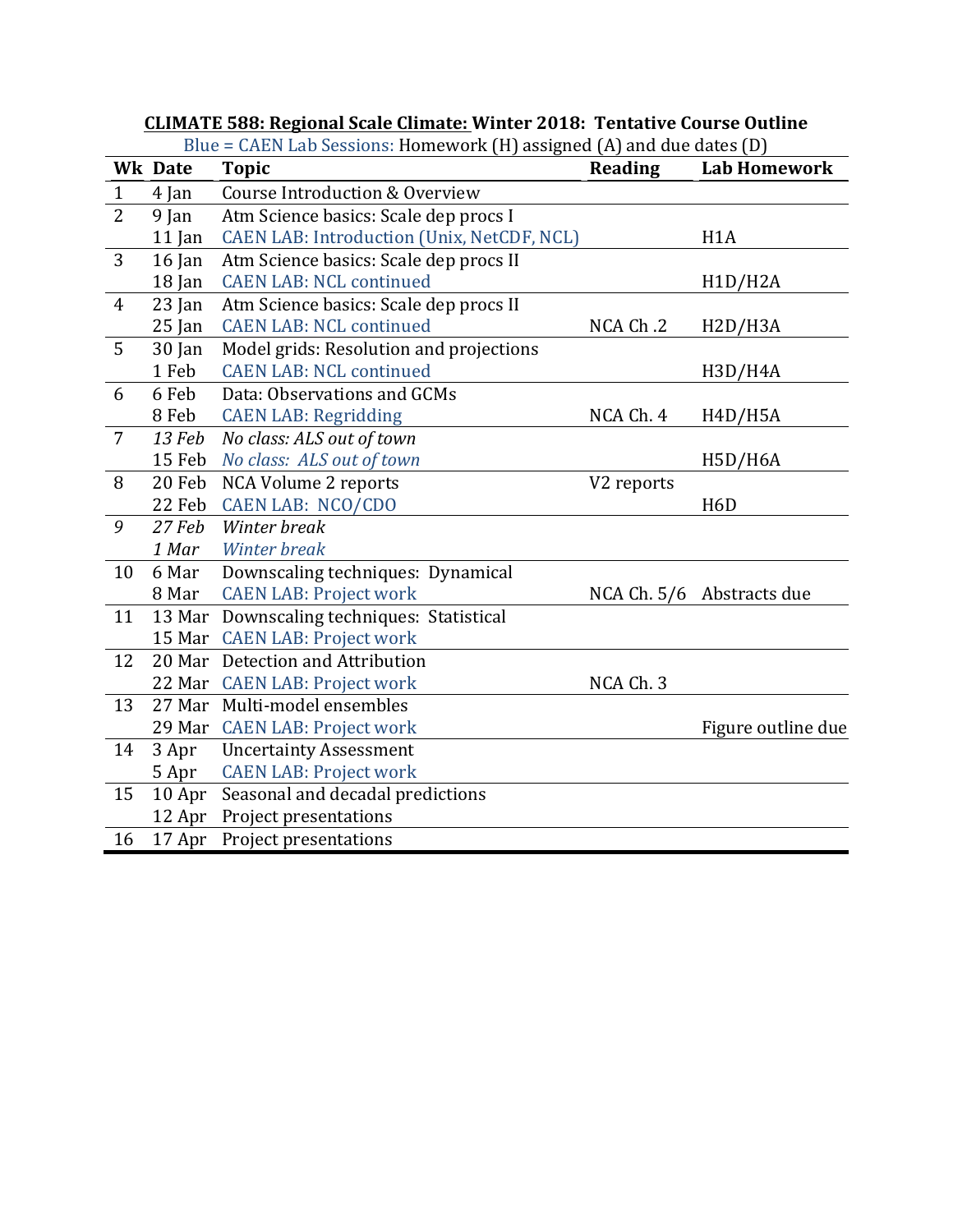**CLIMATE 588: Regional Scale Climate: Winter 2018: Tentative Course Outline**

Blue = CAEN Lab Sessions: Homework (H) assigned (A) and due dates (D)

| Wk | Date | Topic | Reading | Lab Homework |
|---|---|---|---|---|
| 1 | 4 Jan | Course Introduction & Overview | | |
| 2 | 9 Jan | Atm Science basics: Scale dep procs I | | |
| | 11 Jan | CAEN LAB: Introduction (Unix, NetCDF, NCL) | | H1A |
| 3 | 16 Jan | Atm Science basics: Scale dep procs II | | |
| | 18 Jan | CAEN LAB: NCL continued | | H1D/H2A |
| 4 | 23 Jan | Atm Science basics: Scale dep procs II | | |
| | 25 Jan | CAEN LAB: NCL continued | NCA Ch .2 | H2D/H3A |
| 5 | 30 Jan | Model grids: Resolution and projections | | |
| | 1 Feb | CAEN LAB: NCL continued | | H3D/H4A |
| 6 | 6 Feb | Data: Observations and GCMs | | |
| | 8 Feb | CAEN LAB: Regridding | NCA Ch. 4 | H4D/H5A |
| 7 | *13 Feb* | *No class: ALS out of town* | | |
| | 15 Feb | *No class: ALS out of town* | | H5D/H6A |
| 8 | 20 Feb | NCA Volume 2 reports | V2 reports | |
| | 22 Feb | CAEN LAB: NCO/CDO | | H6D |
| *9* | *27 Feb* | *Winter break* | | |
| | *1 Mar* | *Winter break* | | |
| 10 | 6 Mar | Downscaling techniques: Dynamical | | |
| | 8 Mar | CAEN LAB: Project work | NCA Ch. 5/6 | Abstracts due |
| 11 | 13 Mar | Downscaling techniques: Statistical | | |
| | 15 Mar | CAEN LAB: Project work | | |
| 12 | 20 Mar | Detection and Attribution | | |
| | 22 Mar | CAEN LAB: Project work | NCA Ch. 3 | |
| 13 | 27 Mar | Multi-model ensembles | | |
| | 29 Mar | CAEN LAB: Project work | | Figure outline due |
| 14 | 3 Apr | Uncertainty Assessment | | |
| | 5 Apr | CAEN LAB: Project work | | |
| 15 | 10 Apr | Seasonal and decadal predictions | | |
| | 12 Apr | Project presentations | | |
| 16 | 17 Apr | Project presentations | | |